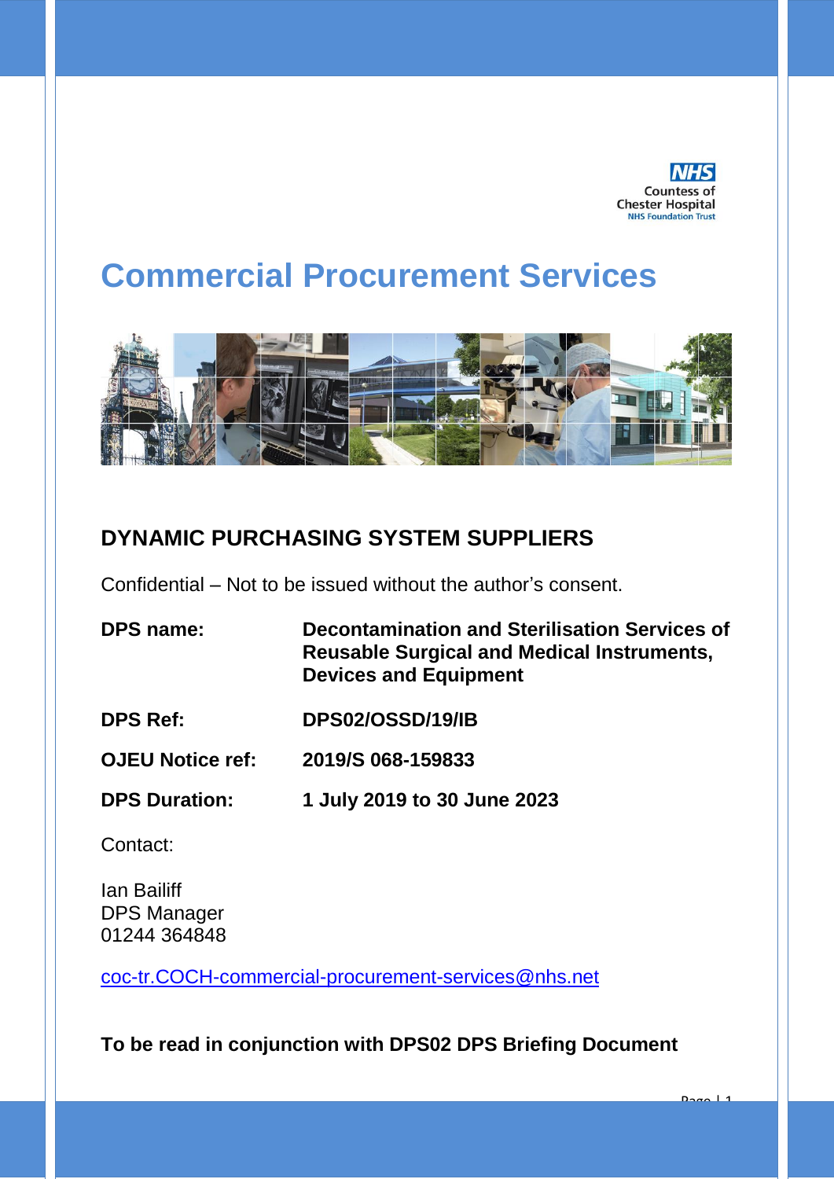NHS
Countess of
Chester Hospital
NHS Foundation Trust

# Commercial Procurement Services

## DYNAMIC PURCHASING SYSTEM SUPPLIERS

Confidential – Not to be issued without the author's consent.

| | |
|---|---|
| **DPS name:** | **Decontamination and Sterilisation Services of Reusable Surgical and Medical Instruments, Devices and Equipment** |
| **DPS Ref:** | **DPS02/OSSD/19/IB** |
| **OJEU Notice ref:** | **2019/S 068-159833** |
| **DPS Duration:** | **1 July 2019 to 30 June 2023** |

Contact:

Ian Bailiff
DPS Manager
01244 364848

coc-tr.COCH-commercial-procurement-services@nhs.net

**To be read in conjunction with DPS02 DPS Briefing Document**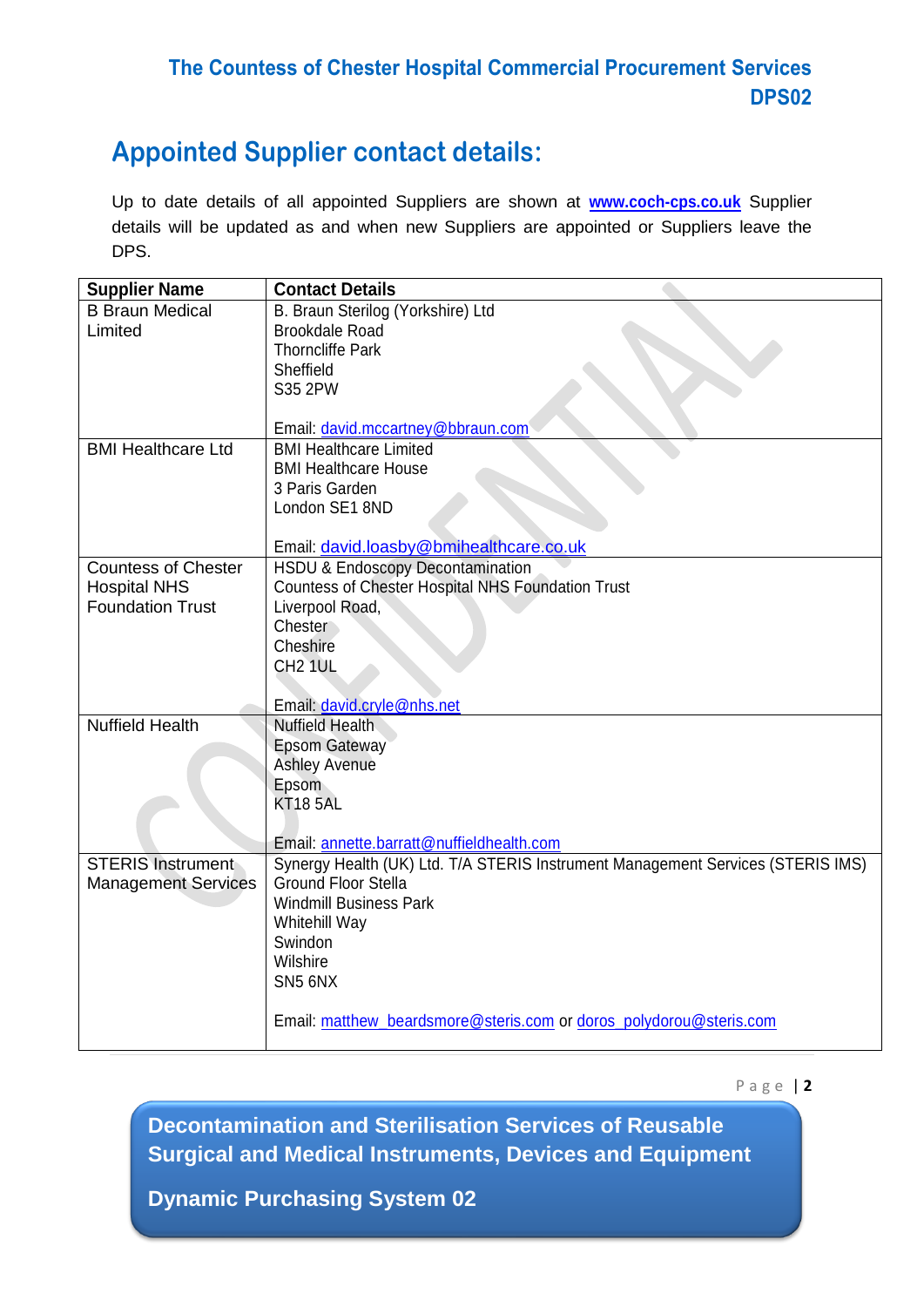## Appointed Supplier contact details:

Up to date details of all appointed Suppliers are shown at **www.coch-cps.co.uk** Supplier details will be updated as and when new Suppliers are appointed or Suppliers leave the DPS.

| Supplier Name | Contact Details |
|---|---|
| B Braun Medical Limited | B. Braun Sterilog (Yorkshire) Ltd<br>Brookdale Road<br>Thorncliffe Park<br>Sheffield<br>S35 2PW<br><br>Email: david.mccartney@bbraun.com |
| BMI Healthcare Ltd | BMI Healthcare Limited<br>BMI Healthcare House<br>3 Paris Garden<br>London SE1 8ND<br><br>Email: david.loasby@bmihealthcare.co.uk |
| Countess of Chester Hospital NHS Foundation Trust | HSDU & Endoscopy Decontamination<br>Countess of Chester Hospital NHS Foundation Trust<br>Liverpool Road,<br>Chester<br>Cheshire<br>CH2 1UL<br><br>Email: david.cryle@nhs.net |
| Nuffield Health | Nuffield Health<br>Epsom Gateway<br>Ashley Avenue<br>Epsom<br>KT18 5AL<br><br>Email: annette.barratt@nuffieldhealth.com |
| STERIS Instrument Management Services | Synergy Health (UK) Ltd. T/A STERIS Instrument Management Services (STERIS IMS)<br>Ground Floor Stella<br>Windmill Business Park<br>Whitehill Way<br>Swindon<br>Wilshire<br>SN5 6NX<br><br>Email: matthew_beardsmore@steris.com or doros_polydorou@steris.com |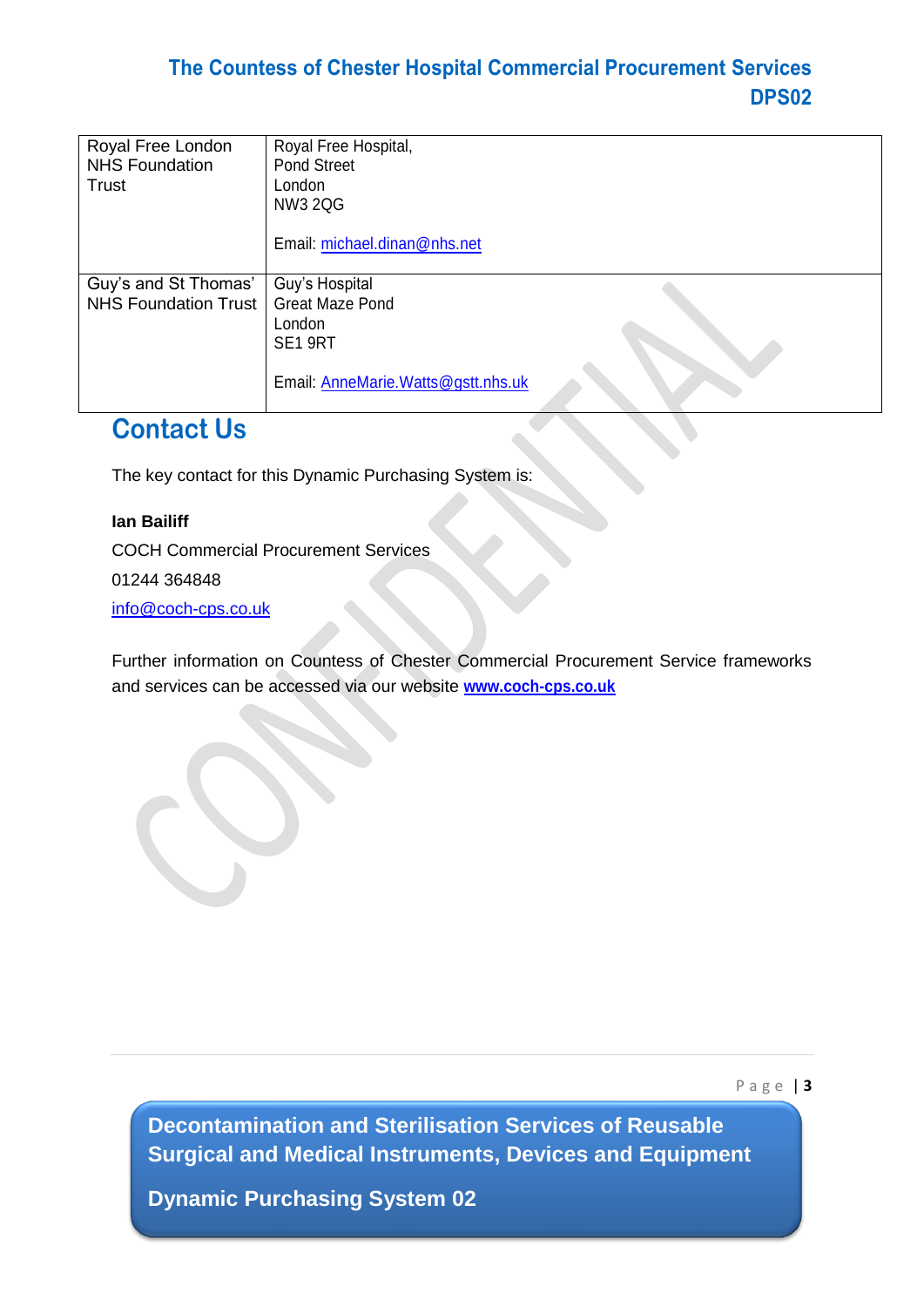| | |
|---|---|
| Royal Free London NHS Foundation Trust | Royal Free Hospital,<br>Pond Street<br>London<br>NW3 2QG<br><br>Email: michael.dinan@nhs.net |
| Guy's and St Thomas' NHS Foundation Trust | Guy's Hospital<br>Great Maze Pond<br>London<br>SE1 9RT<br><br>Email: AnneMarie.Watts@gstt.nhs.uk |

# Contact Us

The key contact for this Dynamic Purchasing System is:

**Ian Bailiff**

COCH Commercial Procurement Services

01244 364848

info@coch-cps.co.uk

Further information on Countess of Chester Commercial Procurement Service frameworks and services can be accessed via our website **www.coch-cps.co.uk**